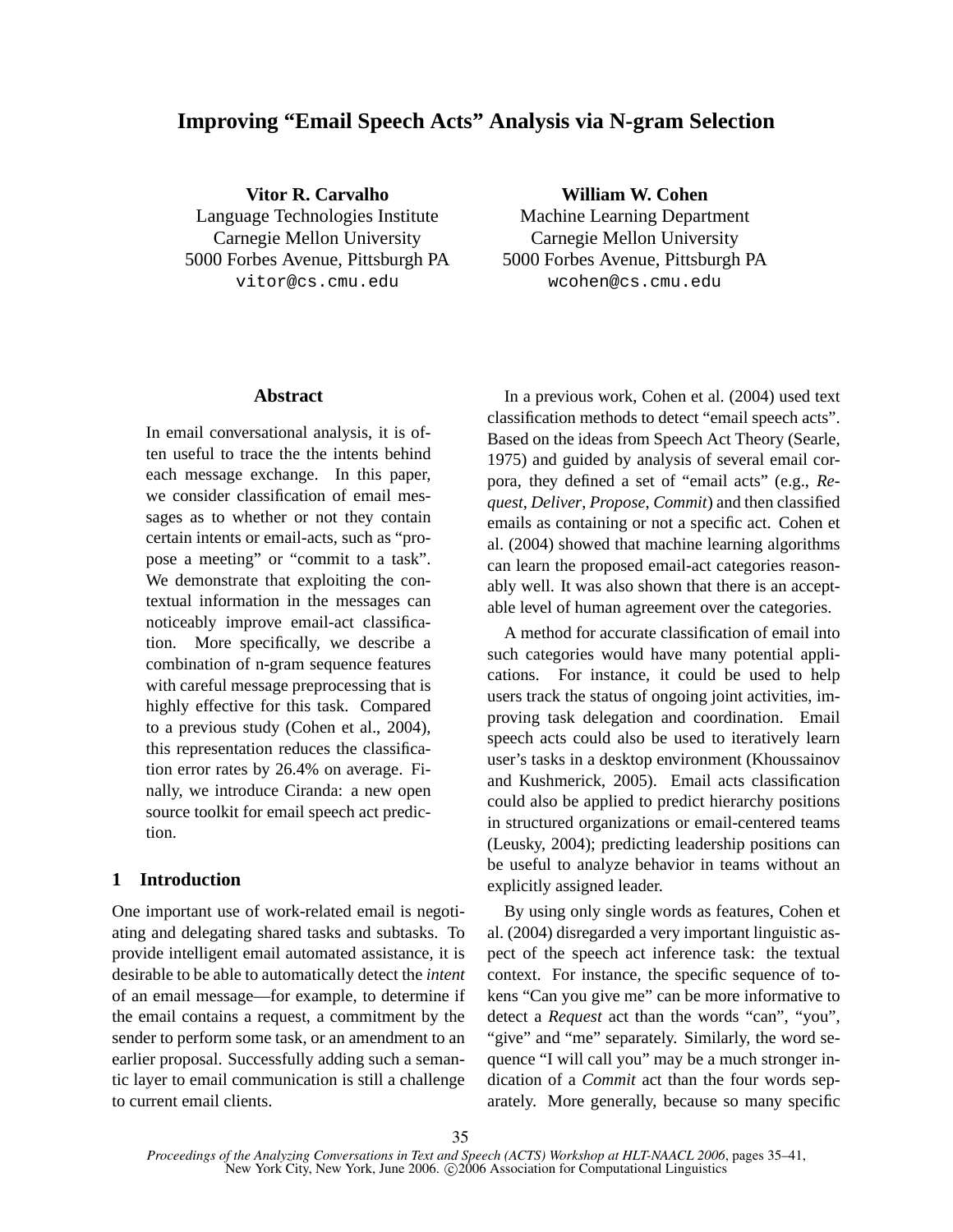# Improving "Email Speech Acts" Analysis via N-gram Selection

**Vitor R. Carvalho**
Language Technologies Institute
Carnegie Mellon University
5000 Forbes Avenue, Pittsburgh PA
vitor@cs.cmu.edu

**William W. Cohen**
Machine Learning Department
Carnegie Mellon University
5000 Forbes Avenue, Pittsburgh PA
wcohen@cs.cmu.edu

## Abstract

In email conversational analysis, it is often useful to trace the the intents behind each message exchange. In this paper, we consider classification of email messages as to whether or not they contain certain intents or email-acts, such as "propose a meeting" or "commit to a task". We demonstrate that exploiting the contextual information in the messages can noticeably improve email-act classification. More specifically, we describe a combination of n-gram sequence features with careful message preprocessing that is highly effective for this task. Compared to a previous study (Cohen et al., 2004), this representation reduces the classification error rates by 26.4% on average. Finally, we introduce Ciranda: a new open source toolkit for email speech act prediction.

## 1 Introduction

One important use of work-related email is negotiating and delegating shared tasks and subtasks. To provide intelligent email automated assistance, it is desirable to be able to automatically detect the *intent* of an email message—for example, to determine if the email contains a request, a commitment by the sender to perform some task, or an amendment to an earlier proposal. Successfully adding such a semantic layer to email communication is still a challenge to current email clients.

In a previous work, Cohen et al. (2004) used text classification methods to detect "email speech acts". Based on the ideas from Speech Act Theory (Searle, 1975) and guided by analysis of several email corpora, they defined a set of "email acts" (e.g., *Request*, *Deliver*, *Propose*, *Commit*) and then classified emails as containing or not a specific act. Cohen et al. (2004) showed that machine learning algorithms can learn the proposed email-act categories reasonably well. It was also shown that there is an acceptable level of human agreement over the categories.

A method for accurate classification of email into such categories would have many potential applications. For instance, it could be used to help users track the status of ongoing joint activities, improving task delegation and coordination. Email speech acts could also be used to iteratively learn user's tasks in a desktop environment (Khoussainov and Kushmerick, 2005). Email acts classification could also be applied to predict hierarchy positions in structured organizations or email-centered teams (Leusky, 2004); predicting leadership positions can be useful to analyze behavior in teams without an explicitly assigned leader.

By using only single words as features, Cohen et al. (2004) disregarded a very important linguistic aspect of the speech act inference task: the textual context. For instance, the specific sequence of tokens "Can you give me" can be more informative to detect a *Request* act than the words "can", "you", "give" and "me" separately. Similarly, the word sequence "I will call you" may be a much stronger indication of a *Commit* act than the four words separately. More generally, because so many specific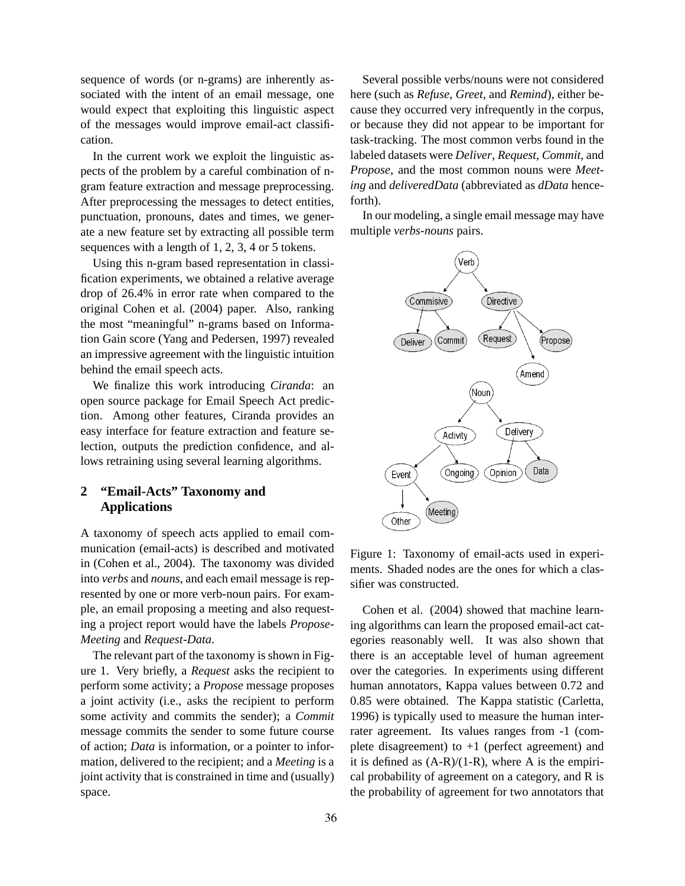sequence of words (or n-grams) are inherently associated with the intent of an email message, one would expect that exploiting this linguistic aspect of the messages would improve email-act classification.

In the current work we exploit the linguistic aspects of the problem by a careful combination of n-gram feature extraction and message preprocessing. After preprocessing the messages to detect entities, punctuation, pronouns, dates and times, we generate a new feature set by extracting all possible term sequences with a length of 1, 2, 3, 4 or 5 tokens.

Using this n-gram based representation in classification experiments, we obtained a relative average drop of 26.4% in error rate when compared to the original Cohen et al. (2004) paper. Also, ranking the most "meaningful" n-grams based on Information Gain score (Yang and Pedersen, 1997) revealed an impressive agreement with the linguistic intuition behind the email speech acts.

We finalize this work introducing *Ciranda*: an open source package for Email Speech Act prediction. Among other features, Ciranda provides an easy interface for feature extraction and feature selection, outputs the prediction confidence, and allows retraining using several learning algorithms.

## 2 "Email-Acts" Taxonomy and Applications

A taxonomy of speech acts applied to email communication (email-acts) is described and motivated in (Cohen et al., 2004). The taxonomy was divided into *verbs* and *nouns*, and each email message is represented by one or more verb-noun pairs. For example, an email proposing a meeting and also requesting a project report would have the labels *Propose-Meeting* and *Request-Data*.

The relevant part of the taxonomy is shown in Figure 1. Very briefly, a *Request* asks the recipient to perform some activity; a *Propose* message proposes a joint activity (i.e., asks the recipient to perform some activity and commits the sender); a *Commit* message commits the sender to some future course of action; *Data* is information, or a pointer to information, delivered to the recipient; and a *Meeting* is a joint activity that is constrained in time and (usually) space.

Several possible verbs/nouns were not considered here (such as *Refuse*, *Greet*, and *Remind*), either because they occurred very infrequently in the corpus, or because they did not appear to be important for task-tracking. The most common verbs found in the labeled datasets were *Deliver*, *Request*, *Commit*, and *Propose*, and the most common nouns were *Meeting* and *deliveredData* (abbreviated as *dData* henceforth).

In our modeling, a single email message may have multiple *verbs-nouns* pairs.

Figure 1: Taxonomy of email-acts used in experiments. Shaded nodes are the ones for which a classifier was constructed.

Cohen et al. (2004) showed that machine learning algorithms can learn the proposed email-act categories reasonably well. It was also shown that there is an acceptable level of human agreement over the categories. In experiments using different human annotators, Kappa values between 0.72 and 0.85 were obtained. The Kappa statistic (Carletta, 1996) is typically used to measure the human inter-rater agreement. Its values ranges from -1 (complete disagreement) to +1 (perfect agreement) and it is defined as (A-R)/(1-R), where A is the empirical probability of agreement on a category, and R is the probability of agreement for two annotators that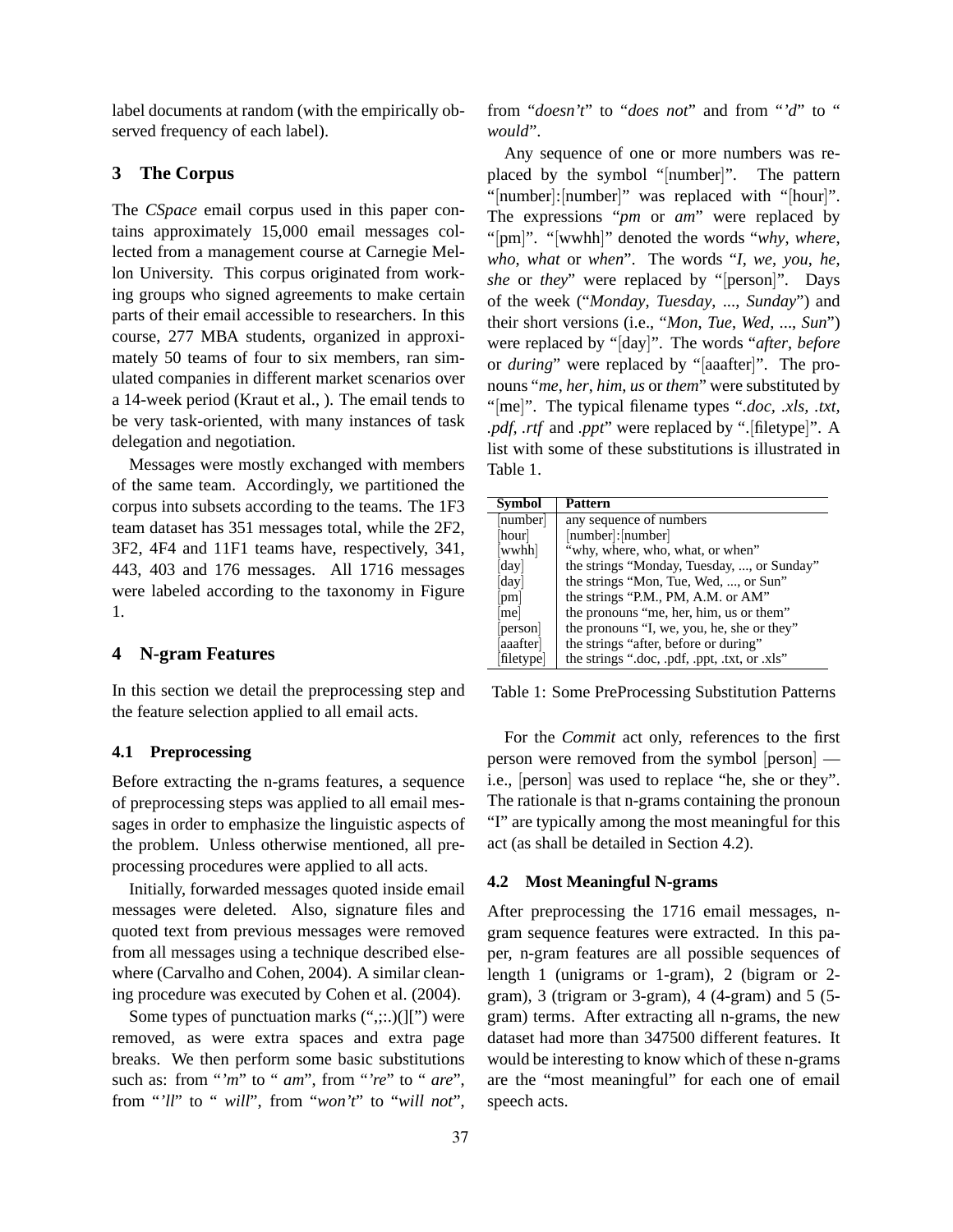label documents at random (with the empirically observed frequency of each label).

## 3 The Corpus

The *CSpace* email corpus used in this paper contains approximately 15,000 email messages collected from a management course at Carnegie Mellon University. This corpus originated from working groups who signed agreements to make certain parts of their email accessible to researchers. In this course, 277 MBA students, organized in approximately 50 teams of four to six members, ran simulated companies in different market scenarios over a 14-week period (Kraut et al., ). The email tends to be very task-oriented, with many instances of task delegation and negotiation.

Messages were mostly exchanged with members of the same team. Accordingly, we partitioned the corpus into subsets according to the teams. The 1F3 team dataset has 351 messages total, while the 2F2, 3F2, 4F4 and 11F1 teams have, respectively, 341, 443, 403 and 176 messages. All 1716 messages were labeled according to the taxonomy in Figure 1.

## 4 N-gram Features

In this section we detail the preprocessing step and the feature selection applied to all email acts.

### 4.1 Preprocessing

Before extracting the n-grams features, a sequence of preprocessing steps was applied to all email messages in order to emphasize the linguistic aspects of the problem. Unless otherwise mentioned, all preprocessing procedures were applied to all acts.

Initially, forwarded messages quoted inside email messages were deleted. Also, signature files and quoted text from previous messages were removed from all messages using a technique described elsewhere (Carvalho and Cohen, 2004). A similar cleaning procedure was executed by Cohen et al. (2004).

Some types of punctuation marks (",;:.)(][") were removed, as were extra spaces and extra page breaks. We then perform some basic substitutions such as: from "*'m*" to " *am*", from "*'re*" to " *are*", from "*'ll*" to " *will*", from "*won't*" to "*will not*", from "*doesn't*" to "*does not*" and from "*'d*" to " *would*".

Any sequence of one or more numbers was replaced by the symbol "[number]". The pattern "[number]:[number]" was replaced with "[hour]". The expressions "*pm* or *am*" were replaced by "[pm]". "[wwhh]" denoted the words "*why*, *where*, *who*, *what* or *when*". The words "*I*, *we*, *you*, *he*, *she* or *they*" were replaced by "[person]". Days of the week ("*Monday*, *Tuesday*, ..., *Sunday*") and their short versions (i.e., "*Mon*, *Tue*, *Wed*, ..., *Sun*") were replaced by "[day]". The words "*after*, *before* or *during*" were replaced by "[aaafter]". The pronouns "*me*, *her*, *him*, *us* or *them*" were substituted by "[me]". The typical filename types "*.doc*, *.xls*, *.txt*, *.pdf*, *.rtf* and *.ppt*" were replaced by ".[filetype]". A list with some of these substitutions is illustrated in Table 1.

| Symbol | Pattern |
|---|---|
| [number] | any sequence of numbers |
| [hour] | [number]:[number] |
| [wwhh] | "why, where, who, what, or when" |
| [day] | the strings "Monday, Tuesday, ..., or Sunday" |
| [day] | the strings "Mon, Tue, Wed, ..., or Sun" |
| [pm] | the strings "P.M., PM, A.M. or AM" |
| [me] | the pronouns "me, her, him, us or them" |
| [person] | the pronouns "I, we, you, he, she or they" |
| [aaafter] | the strings "after, before or during" |
| [filetype] | the strings ".doc, .pdf, .ppt, .txt, or .xls" |

Table 1: Some PreProcessing Substitution Patterns

For the *Commit* act only, references to the first person were removed from the symbol [person] — i.e., [person] was used to replace "he, she or they". The rationale is that n-grams containing the pronoun "I" are typically among the most meaningful for this act (as shall be detailed in Section 4.2).

### 4.2 Most Meaningful N-grams

After preprocessing the 1716 email messages, n-gram sequence features were extracted. In this paper, n-gram features are all possible sequences of length 1 (unigrams or 1-gram), 2 (bigram or 2-gram), 3 (trigram or 3-gram), 4 (4-gram) and 5 (5-gram) terms. After extracting all n-grams, the new dataset had more than 347500 different features. It would be interesting to know which of these n-grams are the "most meaningful" for each one of email speech acts.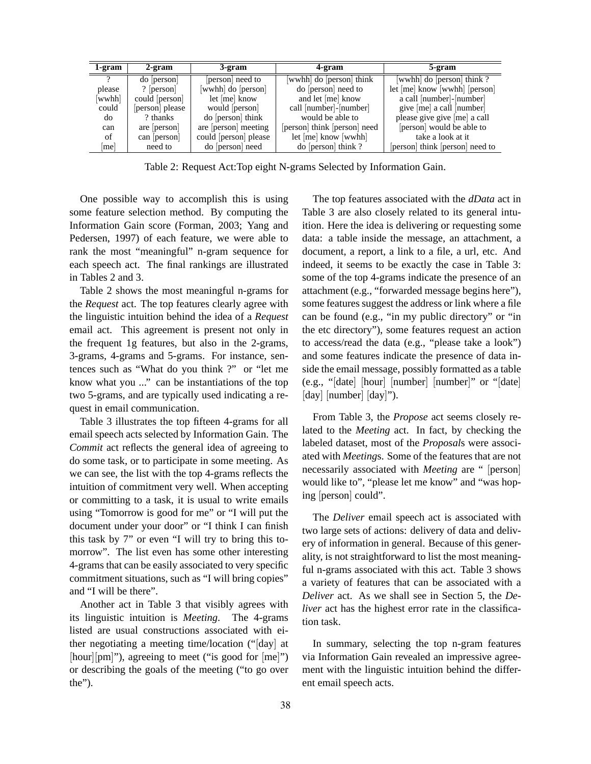| 1-gram | 2-gram | 3-gram | 4-gram | 5-gram |
|---|---|---|---|---|
| ? | do [person] | [person] need to | [wwhh] do [person] think | [wwhh] do [person] think ? |
| please | ? [person] | [wwhh] do [person] | do [person] need to | let [me] know [wwhh] [person] |
| [wwhh] | could [person] | let [me] know | and let [me] know | a call [number]-[number] |
| could | [person] please | would [person] | call [number]-[number] | give [me] a call [number] |
| do | ? thanks | do [person] think | would be able to | please give give [me] a call |
| can | are [person] | are [person] meeting | [person] think [person] need | [person] would be able to |
| of | can [person] | could [person] please | let [me] know [wwhh] | take a look at it |
| [me] | need to | do [person] need | do [person] think ? | [person] think [person] need to |

Table 2: Request Act:Top eight N-grams Selected by Information Gain.

One possible way to accomplish this is using some feature selection method. By computing the Information Gain score (Forman, 2003; Yang and Pedersen, 1997) of each feature, we were able to rank the most "meaningful" n-gram sequence for each speech act. The final rankings are illustrated in Tables 2 and 3.

Table 2 shows the most meaningful n-grams for the *Request* act. The top features clearly agree with the linguistic intuition behind the idea of a *Request* email act. This agreement is present not only in the frequent 1g features, but also in the 2-grams, 3-grams, 4-grams and 5-grams. For instance, sentences such as "What do you think ?" or "let me know what you ..." can be instantiations of the top two 5-grams, and are typically used indicating a request in email communication.

Table 3 illustrates the top fifteen 4-grams for all email speech acts selected by Information Gain. The *Commit* act reflects the general idea of agreeing to do some task, or to participate in some meeting. As we can see, the list with the top 4-grams reflects the intuition of commitment very well. When accepting or committing to a task, it is usual to write emails using "Tomorrow is good for me" or "I will put the document under your door" or "I think I can finish this task by 7" or even "I will try to bring this tomorrow". The list even has some other interesting 4-grams that can be easily associated to very specific commitment situations, such as "I will bring copies" and "I will be there".

Another act in Table 3 that visibly agrees with its linguistic intuition is *Meeting*. The 4-grams listed are usual constructions associated with either negotiating a meeting time/location ("[day] at [hour][pm]"), agreeing to meet ("is good for [me]") or describing the goals of the meeting ("to go over the").

The top features associated with the *dData* act in Table 3 are also closely related to its general intuition. Here the idea is delivering or requesting some data: a table inside the message, an attachment, a document, a report, a link to a file, a url, etc. And indeed, it seems to be exactly the case in Table 3: some of the top 4-grams indicate the presence of an attachment (e.g., "forwarded message begins here"), some features suggest the address or link where a file can be found (e.g., "in my public directory" or "in the etc directory"), some features request an action to access/read the data (e.g., "please take a look") and some features indicate the presence of data inside the email message, possibly formatted as a table (e.g., "[date] [hour] [number] [number]" or "[date] [day] [number] [day]").

From Table 3, the *Propose* act seems closely related to the *Meeting* act. In fact, by checking the labeled dataset, most of the *Proposal*s were associated with *Meeting*s. Some of the features that are not necessarily associated with *Meeting* are " [person] would like to", "please let me know" and "was hoping [person] could".

The *Deliver* email speech act is associated with two large sets of actions: delivery of data and delivery of information in general. Because of this generality, is not straightforward to list the most meaningful n-grams associated with this act. Table 3 shows a variety of features that can be associated with a *Deliver* act. As we shall see in Section 5, the *Deliver* act has the highest error rate in the classification task.

In summary, selecting the top n-gram features via Information Gain revealed an impressive agreement with the linguistic intuition behind the different email speech acts.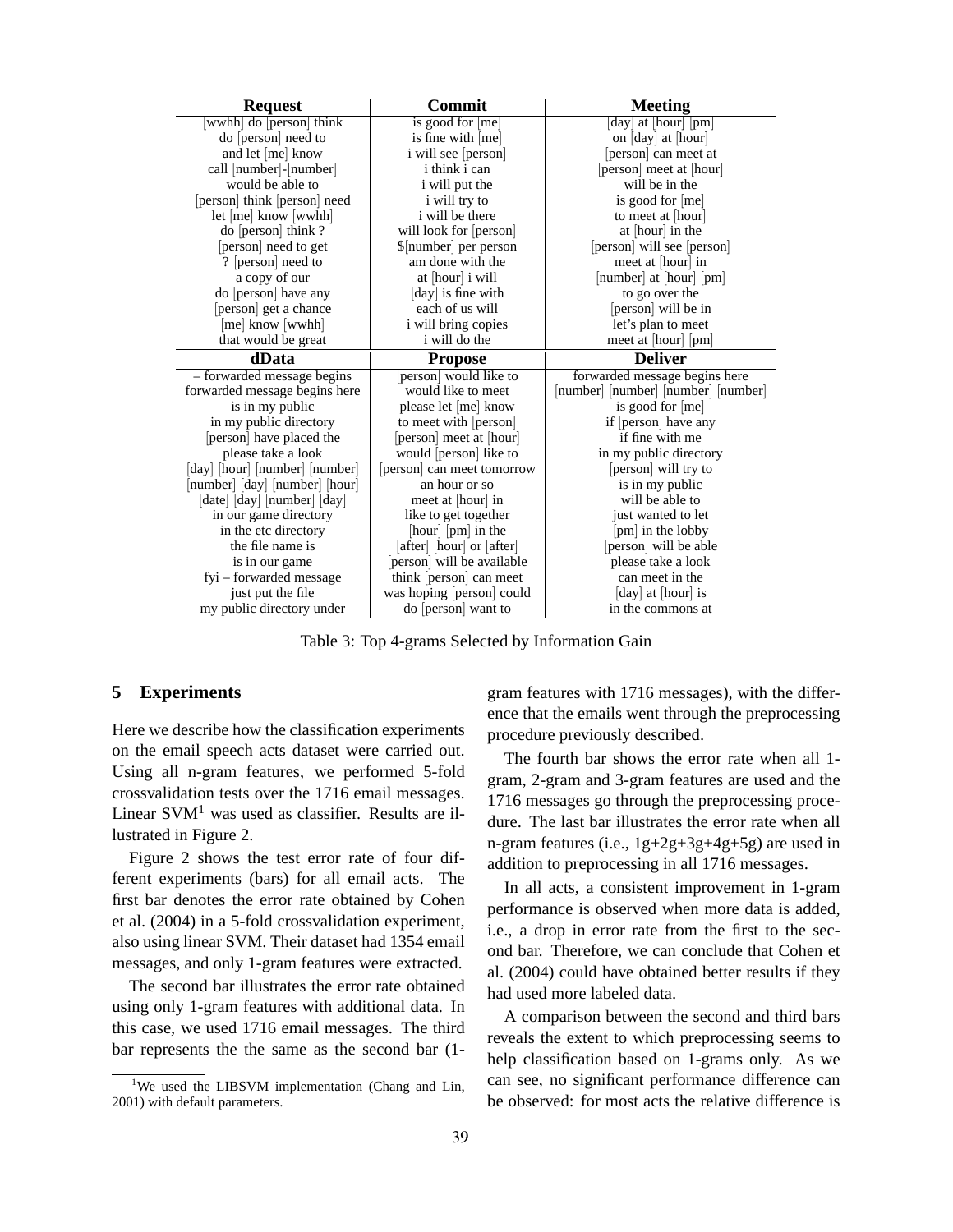| Request | Commit | Meeting |
|---|---|---|
| [wwhh] do [person] think | is good for [me] | [day] at [hour] [pm] |
| do [person] need to | is fine with [me] | on [day] at [hour] |
| and let [me] know | i will see [person] | [person] can meet at |
| call [number]-[number] | i think i can | [person] meet at [hour] |
| would be able to | i will put the | will be in the |
| [person] think [person] need | i will try to | is good for [me] |
| let [me] know [wwhh] | i will be there | to meet at [hour] |
| do [person] think ? | will look for [person] | at [hour] in the |
| [person] need to get | $[number] per person | [person] will see [person] |
| ? [person] need to | am done with the | meet at [hour] in |
| a copy of our | at [hour] i will | [number] at [hour] [pm] |
| do [person] have any | [day] is fine with | to go over the |
| [person] get a chance | each of us will | [person] will be in |
| [me] know [wwhh] | i will bring copies | let's plan to meet |
| that would be great | i will do the | meet at [hour] [pm] |
| **dData** | **Propose** | **Deliver** |
| – forwarded message begins | [person] would like to | forwarded message begins here |
| forwarded message begins here | would like to meet | [number] [number] [number] [number] |
| is in my public | please let [me] know | is good for [me] |
| in my public directory | to meet with [person] | if [person] have any |
| [person] have placed the | [person] meet at [hour] | if fine with me |
| please take a look | would [person] like to | in my public directory |
| [day] [hour] [number] [number] | [person] can meet tomorrow | [person] will try to |
| [number] [day] [number] [hour] | an hour or so | is in my public |
| [date] [day] [number] [day] | meet at [hour] in | will be able to |
| in our game directory | like to get together | just wanted to let |
| in the etc directory | [hour] [pm] in the | [pm] in the lobby |
| the file name is | [after] [hour] or [after] | [person] will be able |
| is in our game | [person] will be available | please take a look |
| fyi – forwarded message | think [person] can meet | can meet in the |
| just put the file | was hoping [person] could | [day] at [hour] is |
| my public directory under | do [person] want to | in the commons at |

Table 3: Top 4-grams Selected by Information Gain

## 5 Experiments

Here we describe how the classification experiments on the email speech acts dataset were carried out. Using all n-gram features, we performed 5-fold crossvalidation tests over the 1716 email messages. Linear SVM[1] was used as classifier. Results are illustrated in Figure 2.

Figure 2 shows the test error rate of four different experiments (bars) for all email acts. The first bar denotes the error rate obtained by Cohen et al. (2004) in a 5-fold crossvalidation experiment, also using linear SVM. Their dataset had 1354 email messages, and only 1-gram features were extracted.

The second bar illustrates the error rate obtained using only 1-gram features with additional data. In this case, we used 1716 email messages. The third bar represents the the same as the second bar (1-gram features with 1716 messages), with the difference that the emails went through the preprocessing procedure previously described.

The fourth bar shows the error rate when all 1-gram, 2-gram and 3-gram features are used and the 1716 messages go through the preprocessing procedure. The last bar illustrates the error rate when all n-gram features (i.e., 1g+2g+3g+4g+5g) are used in addition to preprocessing in all 1716 messages.

In all acts, a consistent improvement in 1-gram performance is observed when more data is added, i.e., a drop in error rate from the first to the second bar. Therefore, we can conclude that Cohen et al. (2004) could have obtained better results if they had used more labeled data.

A comparison between the second and third bars reveals the extent to which preprocessing seems to help classification based on 1-grams only. As we can see, no significant performance difference can be observed: for most acts the relative difference is

[1]We used the LIBSVM implementation (Chang and Lin, 2001) with default parameters.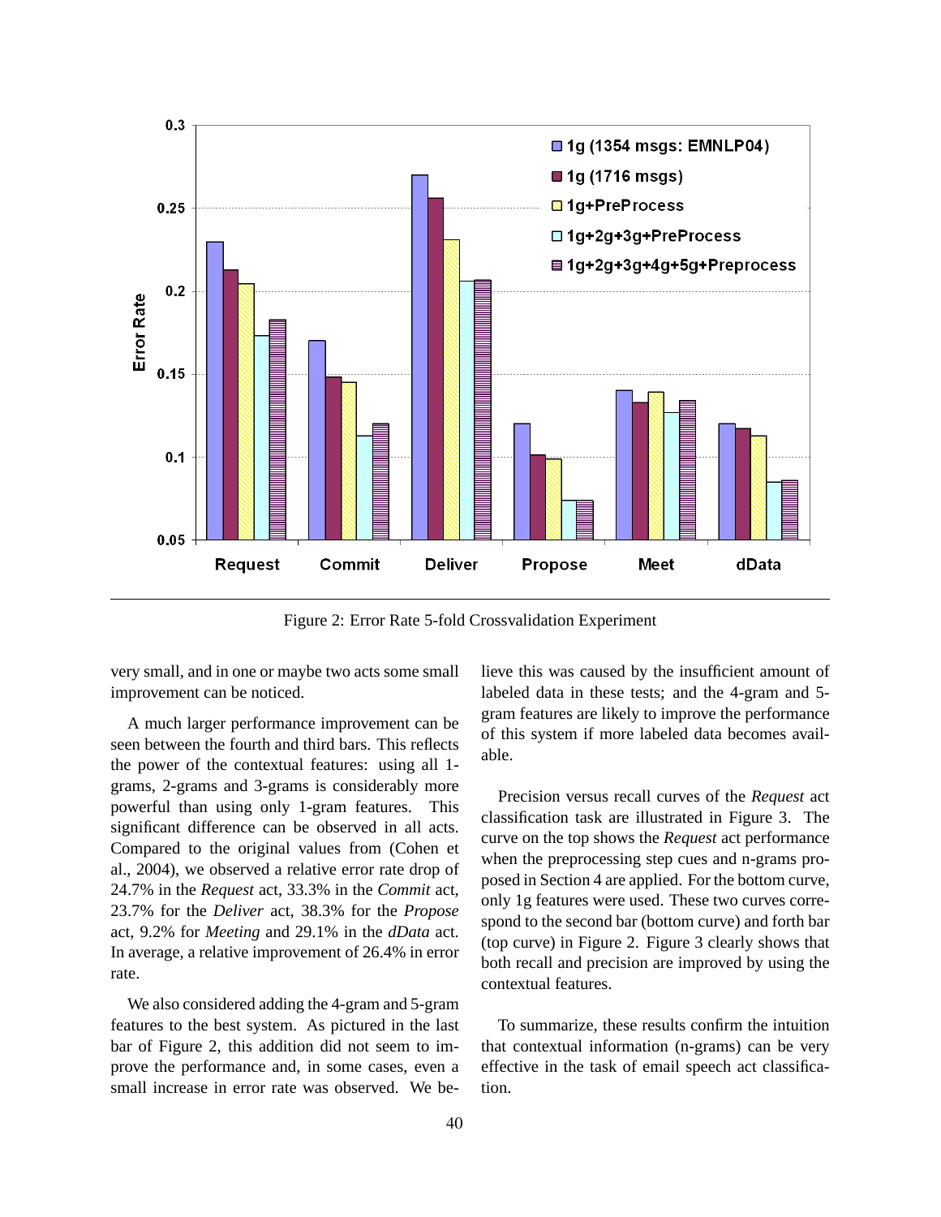Figure 2: Error Rate 5-fold Crossvalidation Experiment

very small, and in one or maybe two acts some small improvement can be noticed.

A much larger performance improvement can be seen between the fourth and third bars. This reflects the power of the contextual features: using all 1-grams, 2-grams and 3-grams is considerably more powerful than using only 1-gram features. This significant difference can be observed in all acts. Compared to the original values from (Cohen et al., 2004), we observed a relative error rate drop of 24.7% in the *Request* act, 33.3% in the *Commit* act, 23.7% for the *Deliver* act, 38.3% for the *Propose* act, 9.2% for *Meeting* and 29.1% in the *dData* act. In average, a relative improvement of 26.4% in error rate.

We also considered adding the 4-gram and 5-gram features to the best system. As pictured in the last bar of Figure 2, this addition did not seem to improve the performance and, in some cases, even a small increase in error rate was observed. We believe this was caused by the insufficient amount of labeled data in these tests; and the 4-gram and 5-gram features are likely to improve the performance of this system if more labeled data becomes available.

Precision versus recall curves of the *Request* act classification task are illustrated in Figure 3. The curve on the top shows the *Request* act performance when the preprocessing step cues and n-grams proposed in Section 4 are applied. For the bottom curve, only 1g features were used. These two curves correspond to the second bar (bottom curve) and forth bar (top curve) in Figure 2. Figure 3 clearly shows that both recall and precision are improved by using the contextual features.

To summarize, these results confirm the intuition that contextual information (n-grams) can be very effective in the task of email speech act classification.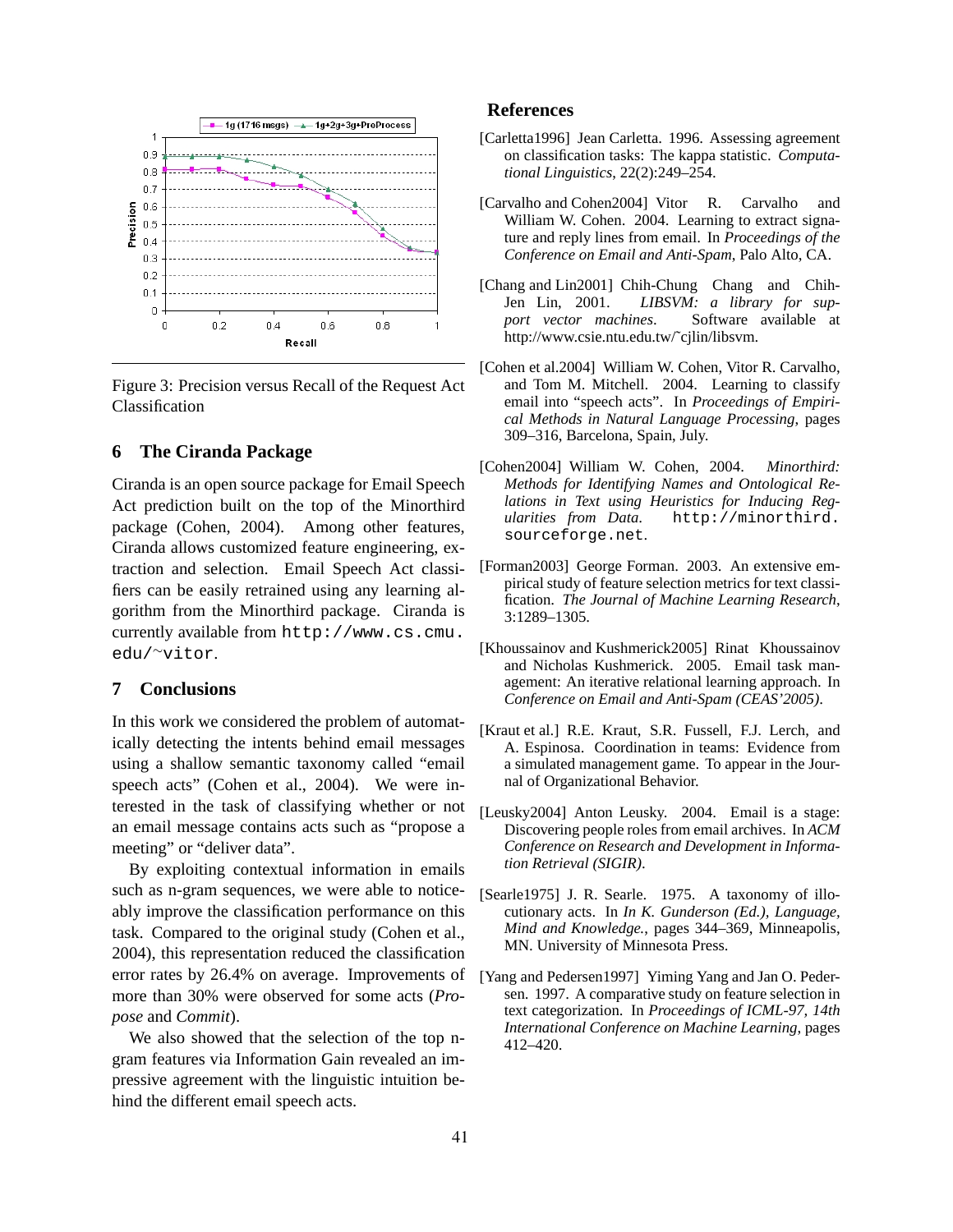1g (1716 msgs) 1g+2g+3g+PreProcess

Precision

1
0.9
0.8
0.7
0.6
0.5
0.4
0.3
0.2
0.1
0

0 0.2 0.4 0.6 0.8 1

Recall

Figure 3: Precision versus Recall of the Request Act Classification

## 6 The Ciranda Package

Ciranda is an open source package for Email Speech Act prediction built on the top of the Minorthird package (Cohen, 2004). Among other features, Ciranda allows customized feature engineering, extraction and selection. Email Speech Act classifiers can be easily retrained using any learning algorithm from the Minorthird package. Ciranda is currently available from `http://www.cs.cmu.edu/~vitor`.

## 7 Conclusions

In this work we considered the problem of automatically detecting the intents behind email messages using a shallow semantic taxonomy called "email speech acts" (Cohen et al., 2004). We were interested in the task of classifying whether or not an email message contains acts such as "propose a meeting" or "deliver data".

By exploiting contextual information in emails such as n-gram sequences, we were able to noticeably improve the classification performance on this task. Compared to the original study (Cohen et al., 2004), this representation reduced the classification error rates by 26.4% on average. Improvements of more than 30% were observed for some acts (*Propose* and *Commit*).

We also showed that the selection of the top n-gram features via Information Gain revealed an impressive agreement with the linguistic intuition behind the different email speech acts.

## References

[Carletta1996] Jean Carletta. 1996. Assessing agreement on classification tasks: The kappa statistic. *Computational Linguistics*, 22(2):249–254.

[Carvalho and Cohen2004] Vitor R. Carvalho and William W. Cohen. 2004. Learning to extract signature and reply lines from email. In *Proceedings of the Conference on Email and Anti-Spam*, Palo Alto, CA.

[Chang and Lin2001] Chih-Chung Chang and Chih-Jen Lin, 2001. *LIBSVM: a library for support vector machines*. Software available at http://www.csie.ntu.edu.tw/~cjlin/libsvm.

[Cohen et al.2004] William W. Cohen, Vitor R. Carvalho, and Tom M. Mitchell. 2004. Learning to classify email into "speech acts". In *Proceedings of Empirical Methods in Natural Language Processing*, pages 309–316, Barcelona, Spain, July.

[Cohen2004] William W. Cohen, 2004. *Minorthird: Methods for Identifying Names and Ontological Relations in Text using Heuristics for Inducing Regularities from Data*. `http://minorthird.sourceforge.net`.

[Forman2003] George Forman. 2003. An extensive empirical study of feature selection metrics for text classification. *The Journal of Machine Learning Research*, 3:1289–1305.

[Khoussainov and Kushmerick2005] Rinat Khoussainov and Nicholas Kushmerick. 2005. Email task management: An iterative relational learning approach. In *Conference on Email and Anti-Spam (CEAS'2005)*.

[Kraut et al.] R.E. Kraut, S.R. Fussell, F.J. Lerch, and A. Espinosa. Coordination in teams: Evidence from a simulated management game. To appear in the Journal of Organizational Behavior.

[Leusky2004] Anton Leusky. 2004. Email is a stage: Discovering people roles from email archives. In *ACM Conference on Research and Development in Information Retrieval (SIGIR)*.

[Searle1975] J. R. Searle. 1975. A taxonomy of illocutionary acts. In *In K. Gunderson (Ed.), Language, Mind and Knowledge.*, pages 344–369, Minneapolis, MN. University of Minnesota Press.

[Yang and Pedersen1997] Yiming Yang and Jan O. Pedersen. 1997. A comparative study on feature selection in text categorization. In *Proceedings of ICML-97, 14th International Conference on Machine Learning*, pages 412–420.